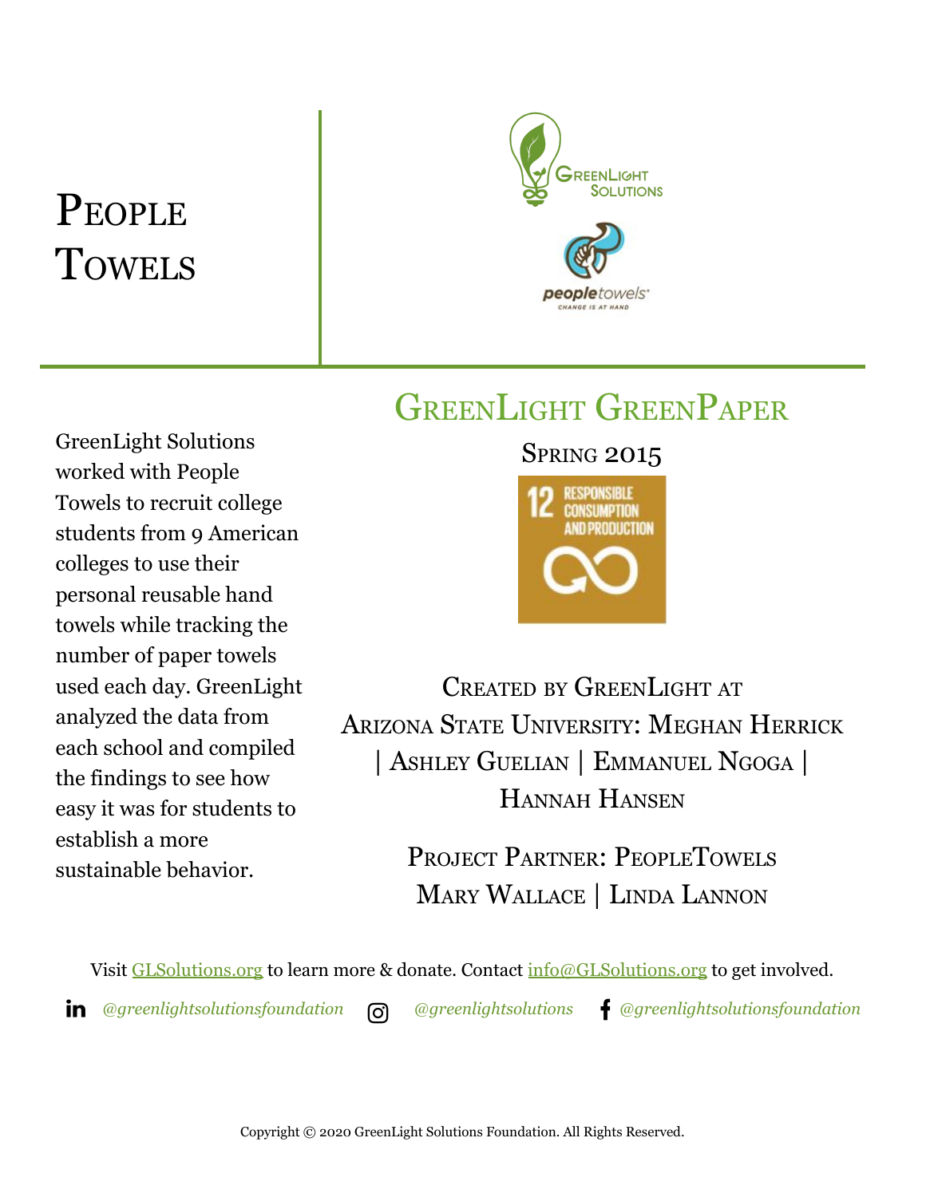# People Towels

## GreenLight GreenPaper

Spring 2015

12 RESPONSIBLE CONSUMPTION AND PRODUCTION

GreenLight Solutions worked with People Towels to recruit college students from 9 American colleges to use their personal reusable hand towels while tracking the number of paper towels used each day. GreenLight analyzed the data from each school and compiled the findings to see how easy it was for students to establish a more sustainable behavior.

Created by GreenLight at Arizona State University: Meghan Herrick | Ashley Guelian | Emmanuel Ngoga | Hannah Hansen

Project Partner: PeopleTowels
Mary Wallace | Linda Lannon

Visit GLSolutions.org to learn more & donate. Contact info@GLSolutions.org to get involved.

*@greenlightsolutionsfoundation* *@greenlightsolutions* *@greenlightsolutionsfoundation*

Copyright © 2020 GreenLight Solutions Foundation. All Rights Reserved.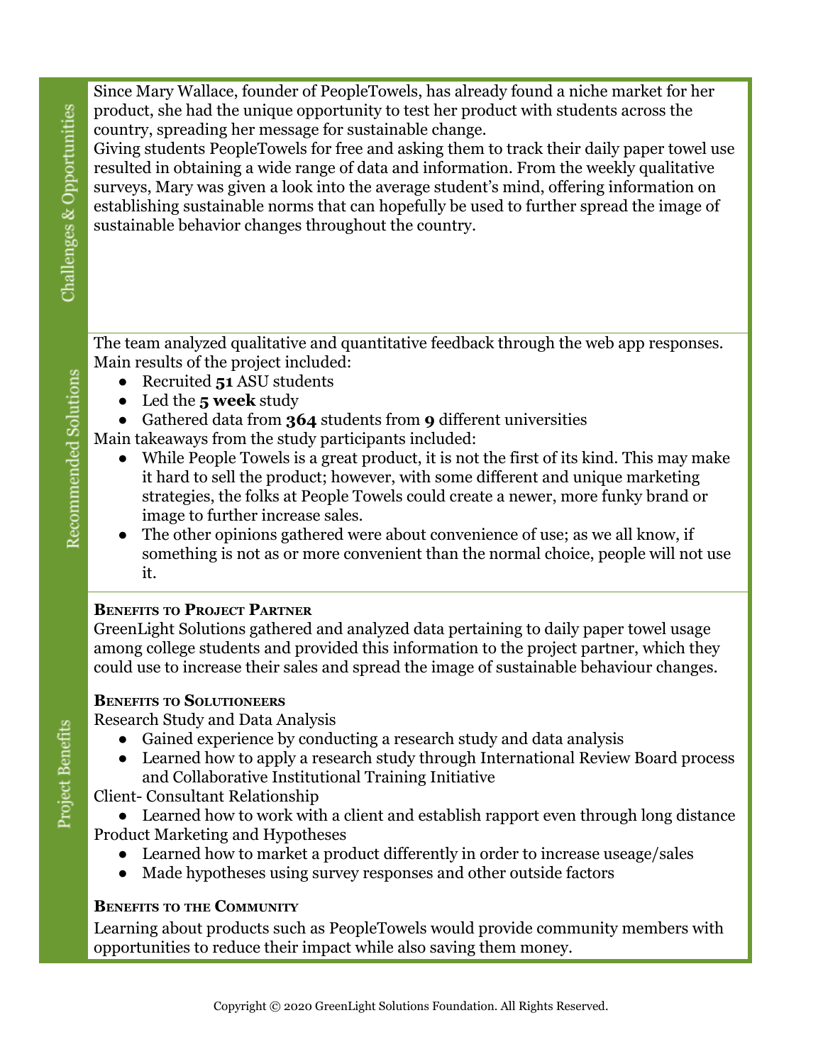## Challenges & Opportunities

Since Mary Wallace, founder of PeopleTowels, has already found a niche market for her product, she had the unique opportunity to test her product with students across the country, spreading her message for sustainable change.
Giving students PeopleTowels for free and asking them to track their daily paper towel use resulted in obtaining a wide range of data and information. From the weekly qualitative surveys, Mary was given a look into the average student's mind, offering information on establishing sustainable norms that can hopefully be used to further spread the image of sustainable behavior changes throughout the country.

## Recommended Solutions

The team analyzed qualitative and quantitative feedback through the web app responses.
Main results of the project included:

- Recruited **51** ASU students
- Led the **5 week** study
- Gathered data from **364** students from **9** different universities

Main takeaways from the study participants included:

- While People Towels is a great product, it is not the first of its kind. This may make it hard to sell the product; however, with some different and unique marketing strategies, the folks at People Towels could create a newer, more funky brand or image to further increase sales.
- The other opinions gathered were about convenience of use; as we all know, if something is not as or more convenient than the normal choice, people will not use it.

## Project Benefits

**Benefits to Project Partner**

GreenLight Solutions gathered and analyzed data pertaining to daily paper towel usage among college students and provided this information to the project partner, which they could use to increase their sales and spread the image of sustainable behaviour changes.

**Benefits to Solutioneers**

Research Study and Data Analysis

- Gained experience by conducting a research study and data analysis
- Learned how to apply a research study through International Review Board process and Collaborative Institutional Training Initiative

Client- Consultant Relationship

- Learned how to work with a client and establish rapport even through long distance

Product Marketing and Hypotheses

- Learned how to market a product differently in order to increase useage/sales
- Made hypotheses using survey responses and other outside factors

**Benefits to the Community**

Learning about products such as PeopleTowels would provide community members with opportunities to reduce their impact while also saving them money.

Copyright © 2020 GreenLight Solutions Foundation. All Rights Reserved.